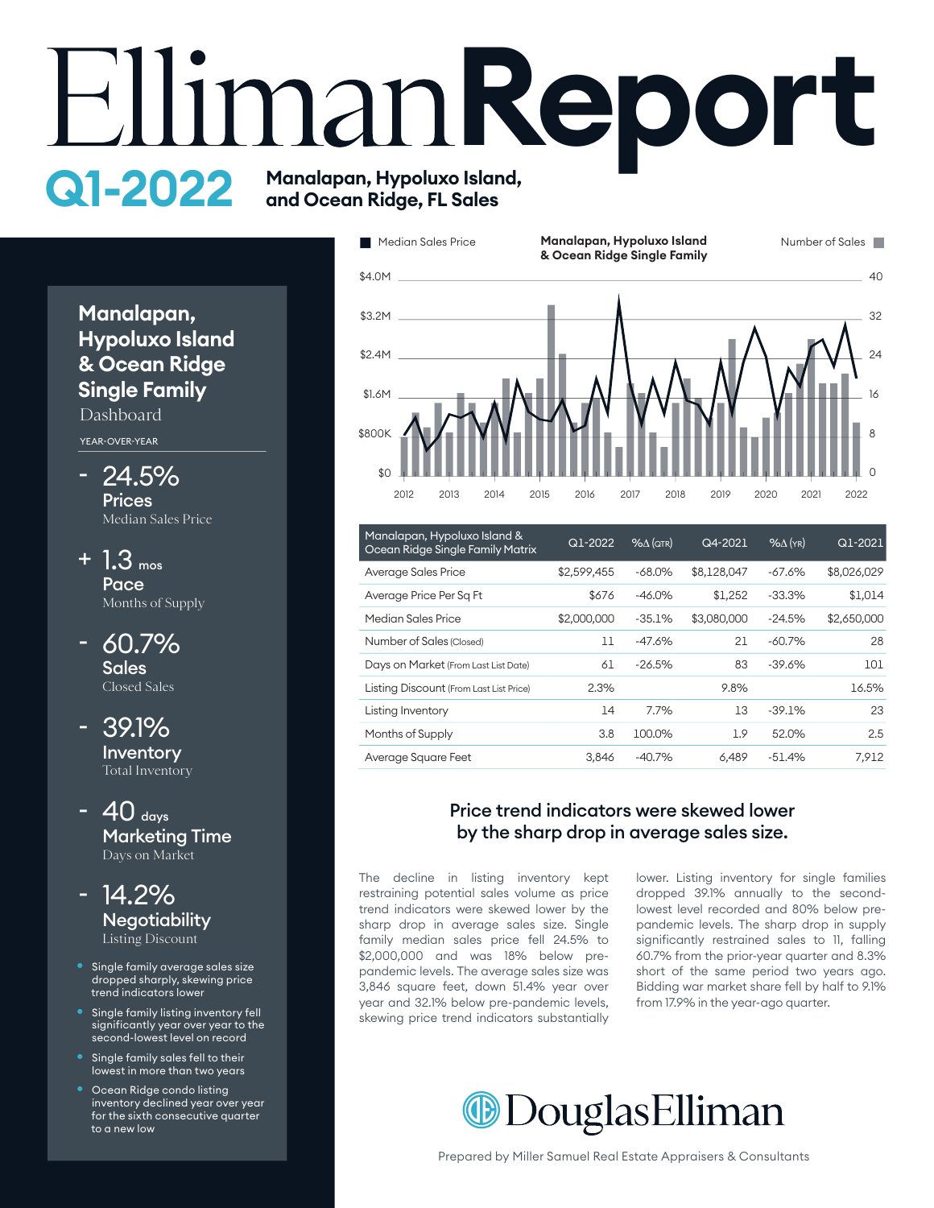# Elliman Report

## Q1-2022 Manalapan, Hypoluxo Island, and Ocean Ridge, FL Sales

### Manalapan, Hypoluxo Island & Ocean Ridge Single Family Dashboard

YEAR-OVER-YEAR

**- 24.5%**
**Prices**
Median Sales Price

**+ 1.3 mos**
**Pace**
Months of Supply

**- 60.7%**
**Sales**
Closed Sales

**- 39.1%**
**Inventory**
Total Inventory

**- 40 days**
**Marketing Time**
Days on Market

**- 14.2%**
**Negotiability**
Listing Discount

- Single family average sales size dropped sharply, skewing price trend indicators lower
- Single family listing inventory fell significantly year over year to the second-lowest level on record
- Single family sales fell to their lowest in more than two years
- Ocean Ridge condo listing inventory declined year over year for the sixth consecutive quarter to a new low

Manalapan, Hypoluxo Island & Ocean Ridge Single Family

Median Sales Price | Number of Sales

$4.0M, $3.2M, $2.4M, $1.6M, $800K, $0 | 40, 32, 24, 16, 8, 0

2012 2013 2014 2015 2016 2017 2018 2019 2020 2021 2022

| Manalapan, Hypoluxo Island & Ocean Ridge Single Family Matrix | Q1-2022 | %Δ (QTR) | Q4-2021 | %Δ (YR) | Q1-2021 |
|---|---|---|---|---|---|
| Average Sales Price | $2,599,455 | -68.0% | $8,128,047 | -67.6% | $8,026,029 |
| Average Price Per Sq Ft | $676 | -46.0% | $1,252 | -33.3% | $1,014 |
| Median Sales Price | $2,000,000 | -35.1% | $3,080,000 | -24.5% | $2,650,000 |
| Number of Sales (Closed) | 11 | -47.6% | 21 | -60.7% | 28 |
| Days on Market (From Last List Date) | 61 | -26.5% | 83 | -39.6% | 101 |
| Listing Discount (From Last List Price) | 2.3% | | 9.8% | | 16.5% |
| Listing Inventory | 14 | 7.7% | 13 | -39.1% | 23 |
| Months of Supply | 3.8 | 100.0% | 1.9 | 52.0% | 2.5 |
| Average Square Feet | 3,846 | -40.7% | 6,489 | -51.4% | 7,912 |

### Price trend indicators were skewed lower by the sharp drop in average sales size.

The decline in listing inventory kept restraining potential sales volume as price trend indicators were skewed lower by the sharp drop in average sales size. Single family median sales price fell 24.5% to $2,000,000 and was 18% below pre-pandemic levels. The average sales size was 3,846 square feet, down 51.4% year over year and 32.1% below pre-pandemic levels, skewing price trend indicators substantially lower. Listing inventory for single families dropped 39.1% annually to the second-lowest level recorded and 80% below pre-pandemic levels. The sharp drop in supply significantly restrained sales to 11, falling 60.7% from the prior-year quarter and 8.3% short of the same period two years ago. Bidding war market share fell by half to 9.1% from 17.9% in the year-ago quarter.

DouglasElliman

Prepared by Miller Samuel Real Estate Appraisers & Consultants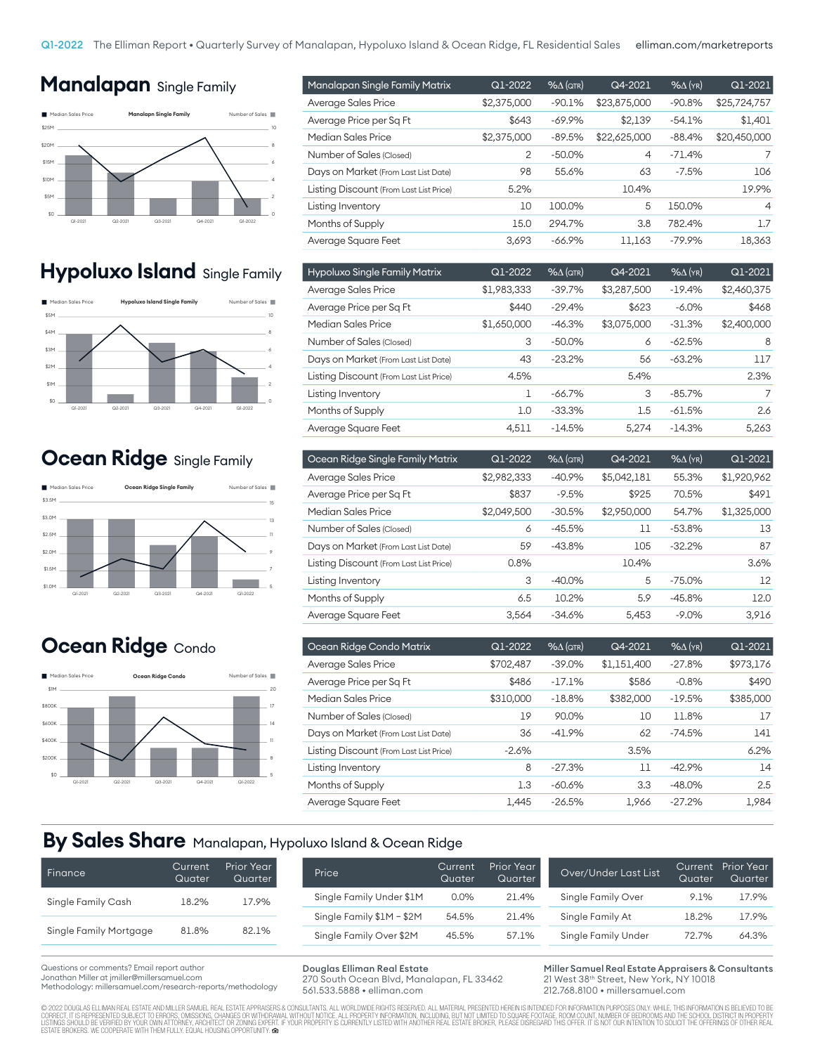Q1-2022 The Elliman Report • Quarterly Survey of Manalapan, Hypoluxo Island & Ocean Ridge, FL Residential Sales elliman.com/marketreports

## Manalapan Single Family

Median Sales Price | Manalapn Single Family | Number of Sales

$25M, $20M, $15M, $10M, $5M, $0

10, 8, 6, 4, 2, 0

Q1-2021, Q2-2021, Q3-2021, Q4-2021, Q1-2022

| Manalapan Single Family Matrix | Q1-2022 | %Δ (QTR) | Q4-2021 | %Δ (YR) | Q1-2021 |
|---|---|---|---|---|---|
| Average Sales Price | $2,375,000 | -90.1% | $23,875,000 | -90.8% | $25,724,757 |
| Average Price per Sq Ft | $643 | -69.9% | $2,139 | -54.1% | $1,401 |
| Median Sales Price | $2,375,000 | -89.5% | $22,625,000 | -88.4% | $20,450,000 |
| Number of Sales (Closed) | 2 | -50.0% | 4 | -71.4% | 7 |
| Days on Market (From Last List Date) | 98 | 55.6% | 63 | -7.5% | 106 |
| Listing Discount (From Last List Price) | 5.2% | | 10.4% | | 19.9% |
| Listing Inventory | 10 | 100.0% | 5 | 150.0% | 4 |
| Months of Supply | 15.0 | 294.7% | 3.8 | 782.4% | 1.7 |
| Average Square Feet | 3,693 | -66.9% | 11,163 | -79.9% | 18,363 |

## Hypoluxo Island Single Family

Median Sales Price | Hypoluxo Island Single Family | Number of Sales

$5M, $4M, $3M, $2M, $1M, $0

10, 8, 6, 4, 2, 0

Q1-2021, Q2-2021, Q3-2021, Q4-2021, Q1-2022

| Hypoluxo Single Family Matrix | Q1-2022 | %Δ (QTR) | Q4-2021 | %Δ (YR) | Q1-2021 |
|---|---|---|---|---|---|
| Average Sales Price | $1,983,333 | -39.7% | $3,287,500 | -19.4% | $2,460,375 |
| Average Price per Sq Ft | $440 | -29.4% | $623 | -6.0% | $468 |
| Median Sales Price | $1,650,000 | -46.3% | $3,075,000 | -31.3% | $2,400,000 |
| Number of Sales (Closed) | 3 | -50.0% | 6 | -62.5% | 8 |
| Days on Market (From Last List Date) | 43 | -23.2% | 56 | -63.2% | 117 |
| Listing Discount (From Last List Price) | 4.5% | | 5.4% | | 2.3% |
| Listing Inventory | 1 | -66.7% | 3 | -85.7% | 7 |
| Months of Supply | 1.0 | -33.3% | 1.5 | -61.5% | 2.6 |
| Average Square Feet | 4,511 | -14.5% | 5,274 | -14.3% | 5,263 |

## Ocean Ridge Single Family

Median Sales Price | Ocean Ridge Single Family | Number of Sales

$3.5M, $3.0M, $2.5M, $2.0M, $1.5M, $1.0M

15, 13, 11, 9, 7, 5

Q1-2021, Q2-2021, Q3-2021, Q4-2021, Q1-2022

| Ocean Ridge Single Family Matrix | Q1-2022 | %Δ (QTR) | Q4-2021 | %Δ (YR) | Q1-2021 |
|---|---|---|---|---|---|
| Average Sales Price | $2,982,333 | -40.9% | $5,042,181 | 55.3% | $1,920,962 |
| Average Price per Sq Ft | $837 | -9.5% | $925 | 70.5% | $491 |
| Median Sales Price | $2,049,500 | -30.5% | $2,950,000 | 54.7% | $1,325,000 |
| Number of Sales (Closed) | 6 | -45.5% | 11 | -53.8% | 13 |
| Days on Market (From Last List Date) | 59 | -43.8% | 105 | -32.2% | 87 |
| Listing Discount (From Last List Price) | 0.8% | | 10.4% | | 3.6% |
| Listing Inventory | 3 | -40.0% | 5 | -75.0% | 12 |
| Months of Supply | 6.5 | 10.2% | 5.9 | -45.8% | 12.0 |
| Average Square Feet | 3,564 | -34.6% | 5,453 | -9.0% | 3,916 |

## Ocean Ridge Condo

Median Sales Price | Ocean Ridge Condo | Number of Sales

$1M, $800K, $600K, $400K, $200K, $0

20, 17, 14, 11, 8, 5

Q1-2021, Q2-2021, Q3-2021, Q4-2021, Q1-2022

| Ocean Ridge Condo Matrix | Q1-2022 | %Δ (QTR) | Q4-2021 | %Δ (YR) | Q1-2021 |
|---|---|---|---|---|---|
| Average Sales Price | $702,487 | -39.0% | $1,151,400 | -27.8% | $973,176 |
| Average Price per Sq Ft | $486 | -17.1% | $586 | -0.8% | $490 |
| Median Sales Price | $310,000 | -18.8% | $382,000 | -19.5% | $385,000 |
| Number of Sales (Closed) | 19 | 90.0% | 10 | 11.8% | 17 |
| Days on Market (From Last List Date) | 36 | -41.9% | 62 | -74.5% | 141 |
| Listing Discount (From Last List Price) | -2.6% | | 3.5% | | 6.2% |
| Listing Inventory | 8 | -27.3% | 11 | -42.9% | 14 |
| Months of Supply | 1.3 | -60.6% | 3.3 | -48.0% | 2.5 |
| Average Square Feet | 1,445 | -26.5% | 1,966 | -27.2% | 1,984 |

## By Sales Share Manalapan, Hypoluxo Island & Ocean Ridge

| Finance | Current Quater | Prior Year Quarter |
|---|---|---|
| Single Family Cash | 18.2% | 17.9% |
| Single Family Mortgage | 81.8% | 82.1% |

| Price | Current Quater | Prior Year Quarter |
|---|---|---|
| Single Family Under $1M | 0.0% | 21.4% |
| Single Family $1M – $2M | 54.5% | 21.4% |
| Single Family Over $2M | 45.5% | 57.1% |

| Over/Under Last List | Current Quater | Prior Year Quarter |
|---|---|---|
| Single Family Over | 9.1% | 17.9% |
| Single Family At | 18.2% | 17.9% |
| Single Family Under | 72.7% | 64.3% |

Questions or comments? Email report author Jonathan Miller at jmiller@millersamuel.com
Methodology: millersamuel.com/research-reports/methodology

**Douglas Elliman Real Estate**
270 South Ocean Blvd, Manalapan, FL 33462
561.533.5888 • elliman.com

**Miller Samuel Real Estate Appraisers & Consultants**
21 West 38th Street, New York, NY 10018
212.768.8100 • millersamuel.com

© 2022 DOUGLAS ELLIMAN REAL ESTATE AND MILLER SAMUEL REAL ESTATE APPRAISERS & CONSULTANTS. ALL WORLDWIDE RIGHTS RESERVED. ALL MATERIAL PRESENTED HEREIN IS INTENDED FOR INFORMATION PURPOSES ONLY. WHILE, THIS INFORMATION IS BELIEVED TO BE CORRECT, IT IS REPRESENTED SUBJECT TO ERRORS, OMISSIONS, CHANGES OR WITHDRAWAL WITHOUT NOTICE. ALL PROPERTY INFORMATION, INCLUDING, BUT NOT LIMITED TO SQUARE FOOTAGE, ROOM COUNT, NUMBER OF BEDROOMS AND THE SCHOOL DISTRICT IN PROPERTY LISTINGS SHOULD BE VERIFIED BY YOUR OWN ATTORNEY, ARCHITECT OR ZONING EXPERT. IF YOUR PROPERTY IS CURRENTLY LISTED WITH ANOTHER REAL ESTATE BROKER, PLEASE DISREGARD THIS OFFER. IT IS NOT OUR INTENTION TO SOLICIT THE OFFERINGS OF OTHER REAL ESTATE BROKERS. WE COOPERATE WITH THEM FULLY. EQUAL HOUSING OPPORTUNITY.